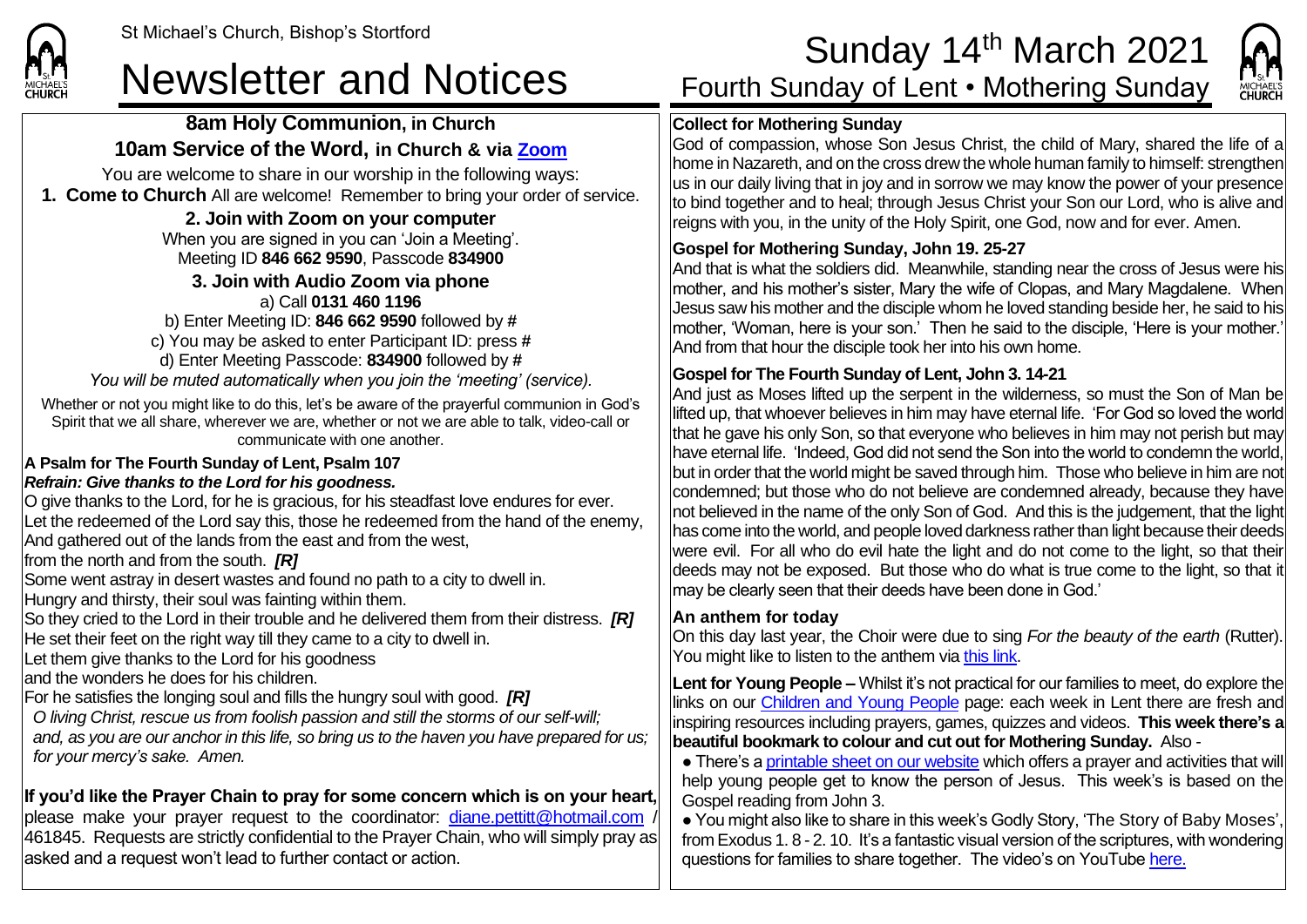St Michael's Church, Bishop's Stortford

# Newsletter and Notices

# Sunday 14th March 2021

## Fourth Sunday of Lent • Mothering Sunday

### 8am Holy Communion, in Church

### 10am Service of the Word, in Church & via Zoom

You are welcome to share in our worship in the following ways:

**1. Come to Church** All are welcome! Remember to bring your order of service.

**2. Join with Zoom on your computer**

When you are signed in you can 'Join a Meeting'.
Meeting ID **846 662 9590**, Passcode **834900**

**3. Join with Audio Zoom via phone**

a) Call **0131 460 1196**
b) Enter Meeting ID: **846 662 9590** followed by **#**
c) You may be asked to enter Participant ID: press **#**
d) Enter Meeting Passcode: **834900** followed by **#**

*You will be muted automatically when you join the 'meeting' (service).*

Whether or not you might like to do this, let's be aware of the prayerful communion in God's Spirit that we all share, wherever we are, whether or not we are able to talk, video-call or communicate with one another.

**A Psalm for The Fourth Sunday of Lent, Psalm 107**
***Refrain: Give thanks to the Lord for his goodness.***

O give thanks to the Lord, for he is gracious, for his steadfast love endures for ever.
Let the redeemed of the Lord say this, those he redeemed from the hand of the enemy,
And gathered out of the lands from the east and from the west,
from the north and from the south. ***[R]***
Some went astray in desert wastes and found no path to a city to dwell in.
Hungry and thirsty, their soul was fainting within them.
So they cried to the Lord in their trouble and he delivered them from their distress. ***[R]***
He set their feet on the right way till they came to a city to dwell in.
Let them give thanks to the Lord for his goodness
and the wonders he does for his children.
For he satisfies the longing soul and fills the hungry soul with good. ***[R]***
*O living Christ, rescue us from foolish passion and still the storms of our self-will; and, as you are our anchor in this life, so bring us to the haven you have prepared for us; for your mercy's sake. Amen.*

**If you'd like the Prayer Chain to pray for some concern which is on your heart,** please make your prayer request to the coordinator: diane.pettitt@hotmail.com / 461845. Requests are strictly confidential to the Prayer Chain, who will simply pray as asked and a request won't lead to further contact or action.

**Collect for Mothering Sunday**

God of compassion, whose Son Jesus Christ, the child of Mary, shared the life of a home in Nazareth, and on the cross drew the whole human family to himself: strengthen us in our daily living that in joy and in sorrow we may know the power of your presence to bind together and to heal; through Jesus Christ your Son our Lord, who is alive and reigns with you, in the unity of the Holy Spirit, one God, now and for ever. Amen.

**Gospel for Mothering Sunday, John 19. 25-27**

And that is what the soldiers did. Meanwhile, standing near the cross of Jesus were his mother, and his mother's sister, Mary the wife of Clopas, and Mary Magdalene. When Jesus saw his mother and the disciple whom he loved standing beside her, he said to his mother, 'Woman, here is your son.' Then he said to the disciple, 'Here is your mother.' And from that hour the disciple took her into his own home.

**Gospel for The Fourth Sunday of Lent, John 3. 14-21**

And just as Moses lifted up the serpent in the wilderness, so must the Son of Man be lifted up, that whoever believes in him may have eternal life. 'For God so loved the world that he gave his only Son, so that everyone who believes in him may not perish but may have eternal life. 'Indeed, God did not send the Son into the world to condemn the world, but in order that the world might be saved through him. Those who believe in him are not condemned; but those who do not believe are condemned already, because they have not believed in the name of the only Son of God. And this is the judgement, that the light has come into the world, and people loved darkness rather than light because their deeds were evil. For all who do evil hate the light and do not come to the light, so that their deeds may not be exposed. But those who do what is true come to the light, so that it may be clearly seen that their deeds have been done in God.'

**An anthem for today**

On this day last year, the Choir were due to sing *For the beauty of the earth* (Rutter). You might like to listen to the anthem via this link.

**Lent for Young People –** Whilst it's not practical for our families to meet, do explore the links on our Children and Young People page: each week in Lent there are fresh and inspiring resources including prayers, games, quizzes and videos. **This week there's a beautiful bookmark to colour and cut out for Mothering Sunday.** Also -

- There's a printable sheet on our website which offers a prayer and activities that will help young people get to know the person of Jesus. This week's is based on the Gospel reading from John 3.
- You might also like to share in this week's Godly Story, 'The Story of Baby Moses', from Exodus 1. 8 - 2. 10. It's a fantastic visual version of the scriptures, with wondering questions for families to share together. The video's on YouTube here.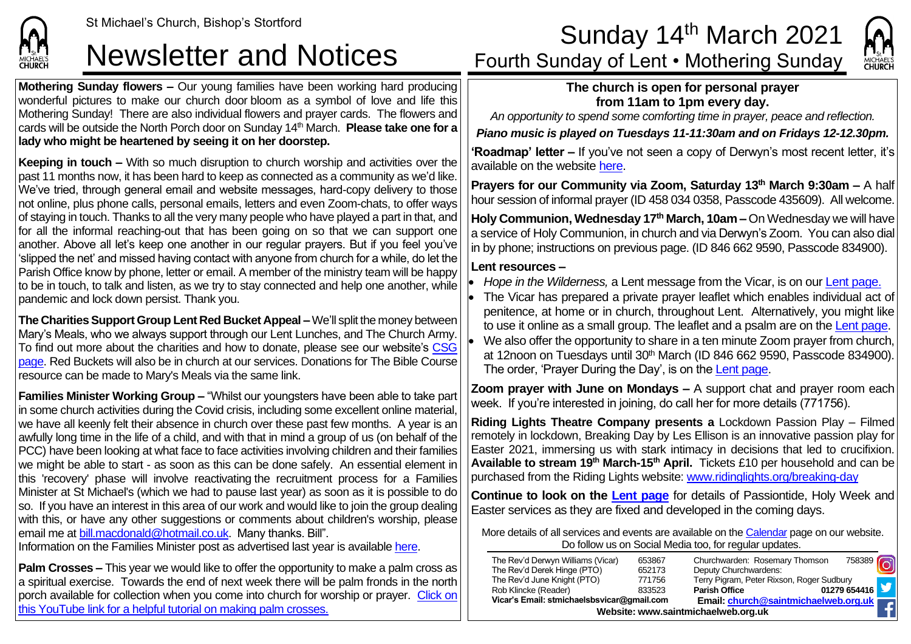St Michael's Church, Bishop's Stortford

# Newsletter and Notices

# Sunday 14th March 2021

## Fourth Sunday of Lent • Mothering Sunday

**Mothering Sunday flowers –** Our young families have been working hard producing wonderful pictures to make our church door bloom as a symbol of love and life this Mothering Sunday! There are also individual flowers and prayer cards. The flowers and cards will be outside the North Porch door on Sunday 14th March. **Please take one for a lady who might be heartened by seeing it on her doorstep.**

**Keeping in touch –** With so much disruption to church worship and activities over the past 11 months now, it has been hard to keep as connected as a community as we'd like. We've tried, through general email and website messages, hard-copy delivery to those not online, plus phone calls, personal emails, letters and even Zoom-chats, to offer ways of staying in touch. Thanks to all the very many people who have played a part in that, and for all the informal reaching-out that has been going on so that we can support one another. Above all let's keep one another in our regular prayers. But if you feel you've 'slipped the net' and missed having contact with anyone from church for a while, do let the Parish Office know by phone, letter or email. A member of the ministry team will be happy to be in touch, to talk and listen, as we try to stay connected and help one another, while pandemic and lock down persist. Thank you.

**The Charities Support Group Lent Red Bucket Appeal –** We'll split the money between Mary's Meals, who we always support through our Lent Lunches, and The Church Army. To find out more about the charities and how to donate, please see our website's CSG page. Red Buckets will also be in church at our services. Donations for The Bible Course resource can be made to Mary's Meals via the same link.

**Families Minister Working Group –** "Whilst our youngsters have been able to take part in some church activities during the Covid crisis, including some excellent online material, we have all keenly felt their absence in church over these past few months. A year is an awfully long time in the life of a child, and with that in mind a group of us (on behalf of the PCC) have been looking at what face to face activities involving children and their families we might be able to start - as soon as this can be done safely. An essential element in this 'recovery' phase will involve reactivating the recruitment process for a Families Minister at St Michael's (which we had to pause last year) as soon as it is possible to do so. If you have an interest in this area of our work and would like to join the group dealing with this, or have any other suggestions or comments about children's worship, please email me at bill.macdonald@hotmail.co.uk. Many thanks. Bill".
Information on the Families Minister post as advertised last year is available here.

**Palm Crosses –** This year we would like to offer the opportunity to make a palm cross as a spiritual exercise. Towards the end of next week there will be palm fronds in the north porch available for collection when you come into church for worship or prayer. Click on this YouTube link for a helpful tutorial on making palm crosses.

**The church is open for personal prayer from 11am to 1pm every day.**

*An opportunity to spend some comforting time in prayer, peace and reflection.*

***Piano music is played on Tuesdays 11-11:30am and on Fridays 12-12.30pm.***

**'Roadmap' letter –** If you've not seen a copy of Derwyn's most recent letter, it's available on the website here.

**Prayers for our Community via Zoom, Saturday 13th March 9:30am –** A half hour session of informal prayer (ID 458 034 0358, Passcode 435609). All welcome.

**Holy Communion, Wednesday 17th March, 10am –** On Wednesday we will have a service of Holy Communion, in church and via Derwyn's Zoom. You can also dial in by phone; instructions on previous page. (ID 846 662 9590, Passcode 834900).

**Lent resources –**

- *Hope in the Wilderness,* a Lent message from the Vicar, is on our Lent page.
- The Vicar has prepared a private prayer leaflet which enables individual act of penitence, at home or in church, throughout Lent. Alternatively, you might like to use it online as a small group. The leaflet and a psalm are on the Lent page.
- We also offer the opportunity to share in a ten minute Zoom prayer from church, at 12noon on Tuesdays until 30th March (ID 846 662 9590, Passcode 834900). The order, 'Prayer During the Day', is on the Lent page.

**Zoom prayer with June on Mondays –** A support chat and prayer room each week. If you're interested in joining, do call her for more details (771756).

**Riding Lights Theatre Company presents a** Lockdown Passion Play – Filmed remotely in lockdown, Breaking Day by Les Ellison is an innovative passion play for Easter 2021, immersing us with stark intimacy in decisions that led to crucifixion. **Available to stream 19th March-15th April.** Tickets £10 per household and can be purchased from the Riding Lights website: www.ridinglights.org/breaking-day

**Continue to look on the Lent page** for details of Passiontide, Holy Week and Easter services as they are fixed and developed in the coming days.

More details of all services and events are available on the Calendar page on our website. Do follow us on Social Media too, for regular updates.

| | | | |
|---|---|---|---|
| The Rev'd Derwyn Williams (Vicar) | 653867 | Churchwarden: Rosemary Thomson | 758389 |
| The Rev'd Derek Hinge (PTO) | 652173 | Deputy Churchwardens: | |
| The Rev'd June Knight (PTO) | 771756 | Terry Pigram, Peter Rixson, Roger Sudbury | |
| Rob Klincke (Reader) | 833523 | **Parish Office** | **01279 654416** |
| **Vicar's Email: stmichaelsbsvicar@gmail.com** | | **Email: church@saintmichaelweb.org.uk** | |

**Website: www.saintmichaelweb.org.uk**